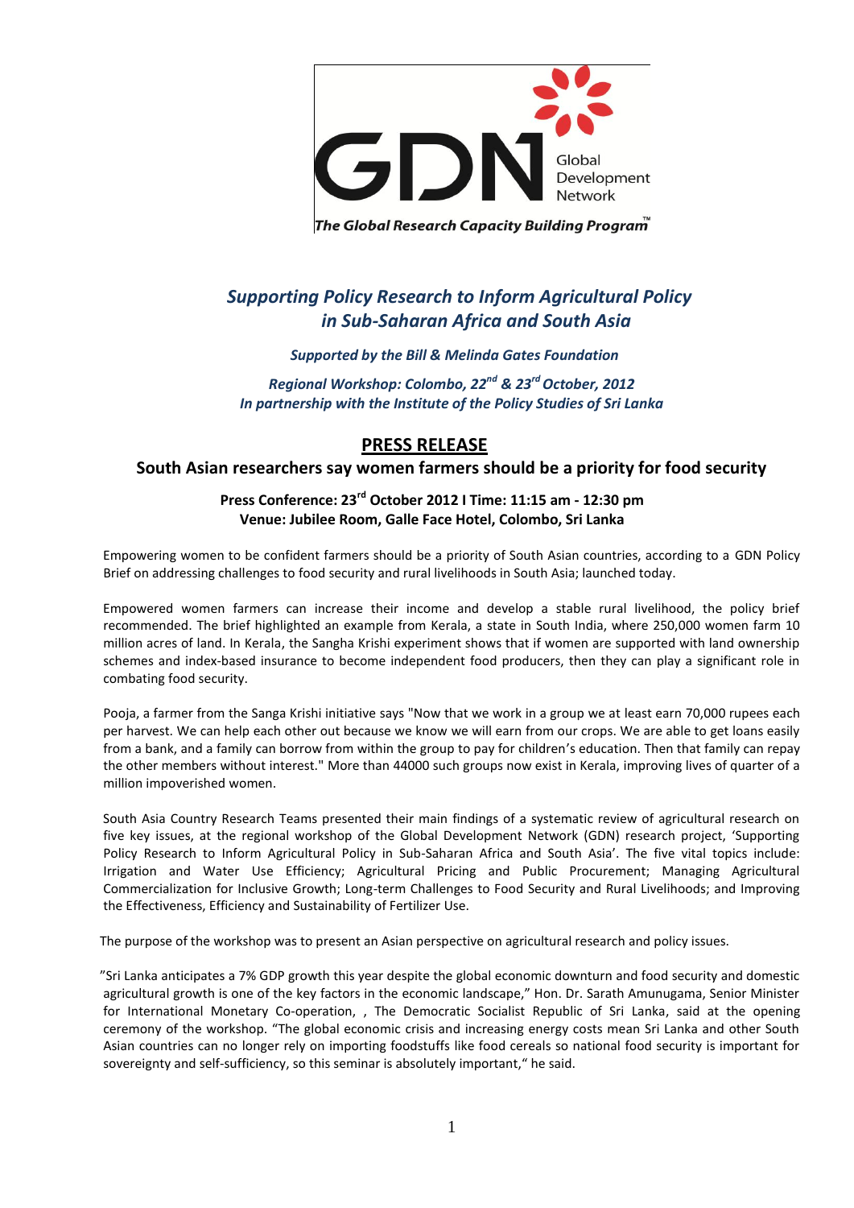GDN Global Development Network

*The Global Research Capacity Building Program™*

## *Supporting Policy Research to Inform Agricultural Policy in Sub-Saharan Africa and South Asia*

***Supported by the Bill & Melinda Gates Foundation***

***Regional Workshop: Colombo, 22nd & 23rd October, 2012***
***In partnership with the Institute of the Policy Studies of Sri Lanka***

# PRESS RELEASE

## South Asian researchers say women farmers should be a priority for food security

**Press Conference: 23rd October 2012 I Time: 11:15 am - 12:30 pm**
**Venue: Jubilee Room, Galle Face Hotel, Colombo, Sri Lanka**

Empowering women to be confident farmers should be a priority of South Asian countries, according to a GDN Policy Brief on addressing challenges to food security and rural livelihoods in South Asia; launched today.

Empowered women farmers can increase their income and develop a stable rural livelihood, the policy brief recommended. The brief highlighted an example from Kerala, a state in South India, where 250,000 women farm 10 million acres of land. In Kerala, the Sangha Krishi experiment shows that if women are supported with land ownership schemes and index-based insurance to become independent food producers, then they can play a significant role in combating food security.

Pooja, a farmer from the Sanga Krishi initiative says "Now that we work in a group we at least earn 70,000 rupees each per harvest. We can help each other out because we know we will earn from our crops. We are able to get loans easily from a bank, and a family can borrow from within the group to pay for children's education. Then that family can repay the other members without interest." More than 44000 such groups now exist in Kerala, improving lives of quarter of a million impoverished women.

South Asia Country Research Teams presented their main findings of a systematic review of agricultural research on five key issues, at the regional workshop of the Global Development Network (GDN) research project, 'Supporting Policy Research to Inform Agricultural Policy in Sub-Saharan Africa and South Asia'. The five vital topics include: Irrigation and Water Use Efficiency; Agricultural Pricing and Public Procurement; Managing Agricultural Commercialization for Inclusive Growth; Long-term Challenges to Food Security and Rural Livelihoods; and Improving the Effectiveness, Efficiency and Sustainability of Fertilizer Use.

The purpose of the workshop was to present an Asian perspective on agricultural research and policy issues.

"Sri Lanka anticipates a 7% GDP growth this year despite the global economic downturn and food security and domestic agricultural growth is one of the key factors in the economic landscape," Hon. Dr. Sarath Amunugama, Senior Minister for International Monetary Co-operation, , The Democratic Socialist Republic of Sri Lanka, said at the opening ceremony of the workshop. "The global economic crisis and increasing energy costs mean Sri Lanka and other South Asian countries can no longer rely on importing foodstuffs like food cereals so national food security is important for sovereignty and self-sufficiency, so this seminar is absolutely important," he said.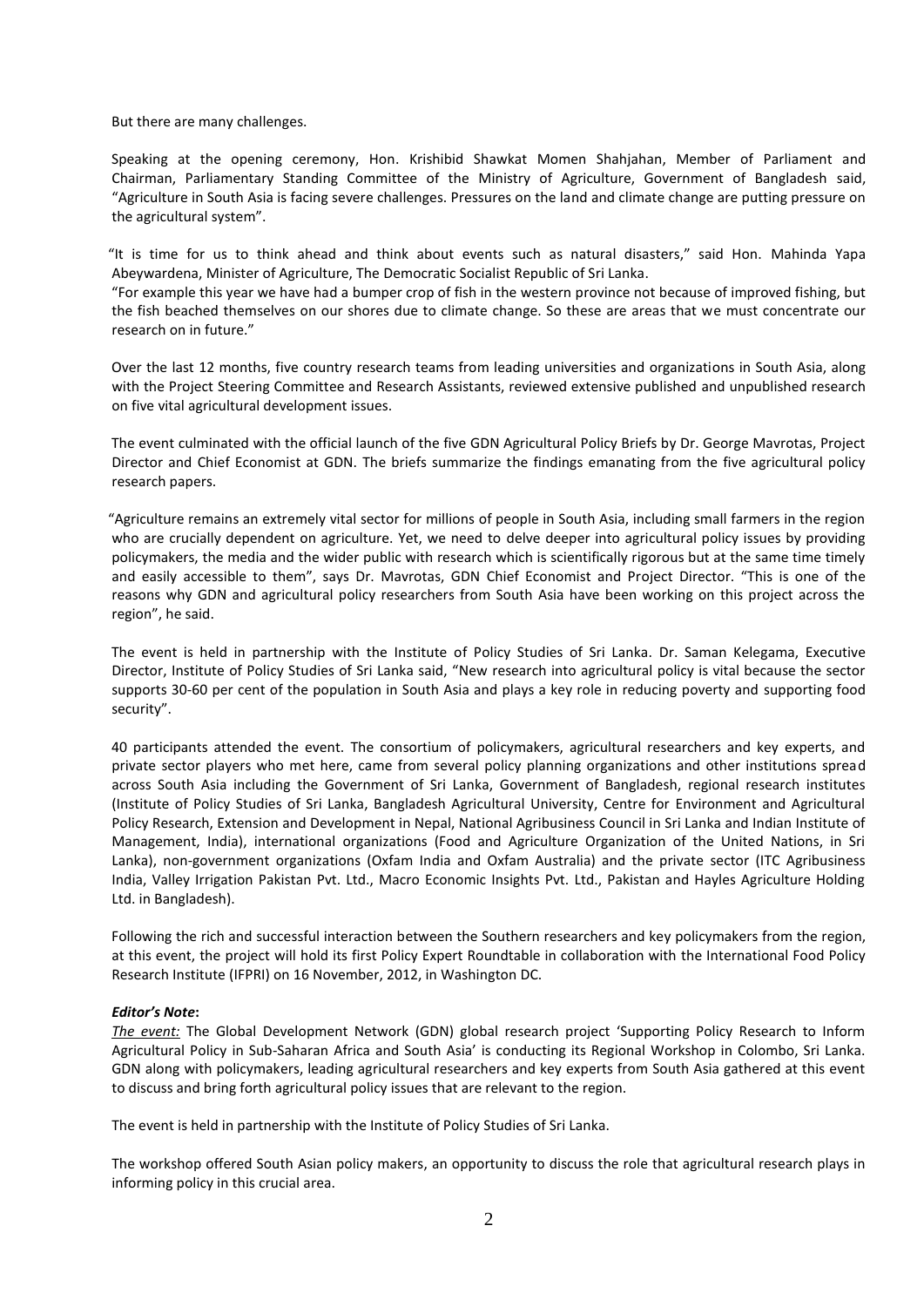But there are many challenges.

Speaking at the opening ceremony, Hon. Krishibid Shawkat Momen Shahjahan, Member of Parliament and Chairman, Parliamentary Standing Committee of the Ministry of Agriculture, Government of Bangladesh said, "Agriculture in South Asia is facing severe challenges. Pressures on the land and climate change are putting pressure on the agricultural system".

"It is time for us to think ahead and think about events such as natural disasters," said Hon. Mahinda Yapa Abeywardena, Minister of Agriculture, The Democratic Socialist Republic of Sri Lanka.
"For example this year we have had a bumper crop of fish in the western province not because of improved fishing, but the fish beached themselves on our shores due to climate change. So these are areas that we must concentrate our research on in future."

Over the last 12 months, five country research teams from leading universities and organizations in South Asia, along with the Project Steering Committee and Research Assistants, reviewed extensive published and unpublished research on five vital agricultural development issues.

The event culminated with the official launch of the five GDN Agricultural Policy Briefs by Dr. George Mavrotas, Project Director and Chief Economist at GDN. The briefs summarize the findings emanating from the five agricultural policy research papers.

"Agriculture remains an extremely vital sector for millions of people in South Asia, including small farmers in the region who are crucially dependent on agriculture. Yet, we need to delve deeper into agricultural policy issues by providing policymakers, the media and the wider public with research which is scientifically rigorous but at the same time timely and easily accessible to them", says Dr. Mavrotas, GDN Chief Economist and Project Director. "This is one of the reasons why GDN and agricultural policy researchers from South Asia have been working on this project across the region", he said.

The event is held in partnership with the Institute of Policy Studies of Sri Lanka. Dr. Saman Kelegama, Executive Director, Institute of Policy Studies of Sri Lanka said, "New research into agricultural policy is vital because the sector supports 30-60 per cent of the population in South Asia and plays a key role in reducing poverty and supporting food security".

40 participants attended the event. The consortium of policymakers, agricultural researchers and key experts, and private sector players who met here, came from several policy planning organizations and other institutions spread across South Asia including the Government of Sri Lanka, Government of Bangladesh, regional research institutes (Institute of Policy Studies of Sri Lanka, Bangladesh Agricultural University, Centre for Environment and Agricultural Policy Research, Extension and Development in Nepal, National Agribusiness Council in Sri Lanka and Indian Institute of Management, India), international organizations (Food and Agriculture Organization of the United Nations, in Sri Lanka), non-government organizations (Oxfam India and Oxfam Australia) and the private sector (ITC Agribusiness India, Valley Irrigation Pakistan Pvt. Ltd., Macro Economic Insights Pvt. Ltd., Pakistan and Hayles Agriculture Holding Ltd. in Bangladesh).

Following the rich and successful interaction between the Southern researchers and key policymakers from the region, at this event, the project will hold its first Policy Expert Roundtable in collaboration with the International Food Policy Research Institute (IFPRI) on 16 November, 2012, in Washington DC.

***Editor's Note*:**
*The event:* The Global Development Network (GDN) global research project 'Supporting Policy Research to Inform Agricultural Policy in Sub-Saharan Africa and South Asia' is conducting its Regional Workshop in Colombo, Sri Lanka. GDN along with policymakers, leading agricultural researchers and key experts from South Asia gathered at this event to discuss and bring forth agricultural policy issues that are relevant to the region.

The event is held in partnership with the Institute of Policy Studies of Sri Lanka.

The workshop offered South Asian policy makers, an opportunity to discuss the role that agricultural research plays in informing policy in this crucial area.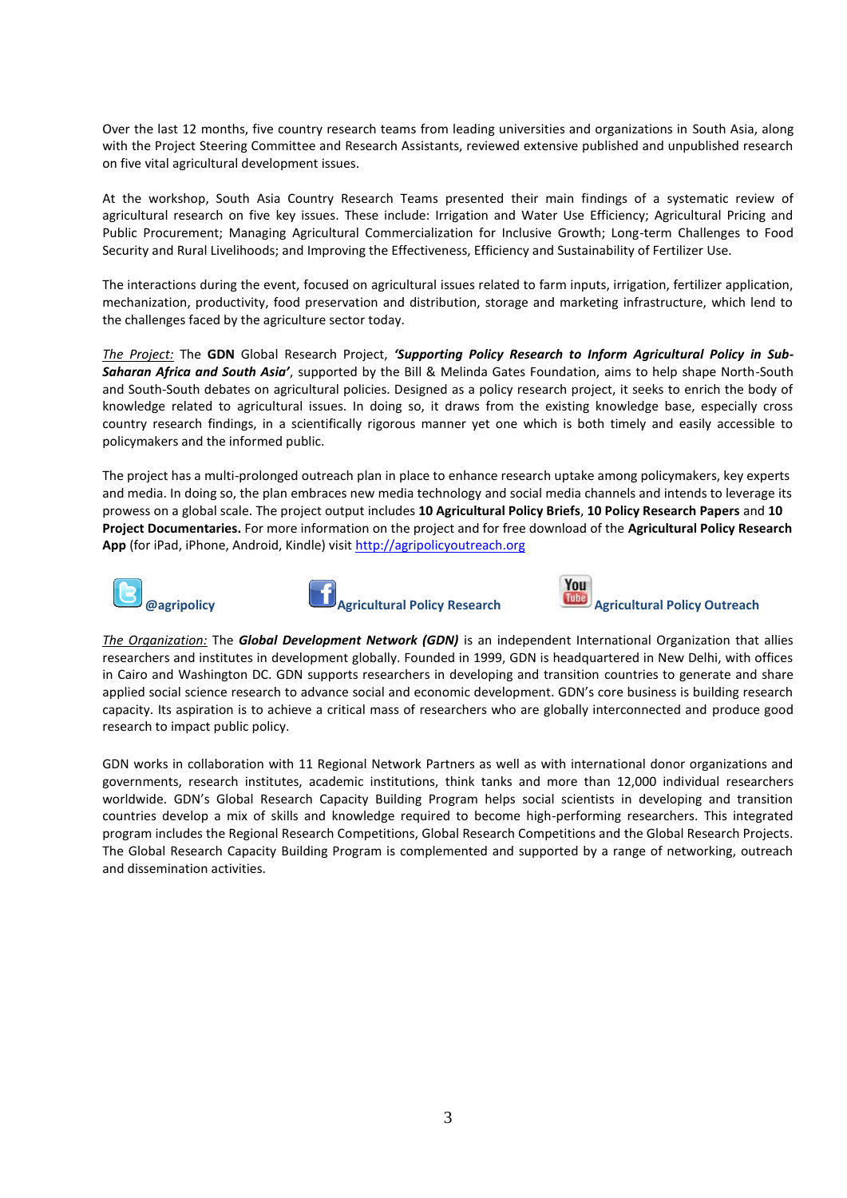Over the last 12 months, five country research teams from leading universities and organizations in South Asia, along with the Project Steering Committee and Research Assistants, reviewed extensive published and unpublished research on five vital agricultural development issues.

At the workshop, South Asia Country Research Teams presented their main findings of a systematic review of agricultural research on five key issues. These include: Irrigation and Water Use Efficiency; Agricultural Pricing and Public Procurement; Managing Agricultural Commercialization for Inclusive Growth; Long-term Challenges to Food Security and Rural Livelihoods; and Improving the Effectiveness, Efficiency and Sustainability of Fertilizer Use.

The interactions during the event, focused on agricultural issues related to farm inputs, irrigation, fertilizer application, mechanization, productivity, food preservation and distribution, storage and marketing infrastructure, which lend to the challenges faced by the agriculture sector today.

The Project: The **GDN** Global Research Project, ***'Supporting Policy Research to Inform Agricultural Policy in Sub-Saharan Africa and South Asia'***, supported by the Bill & Melinda Gates Foundation, aims to help shape North-South and South-South debates on agricultural policies. Designed as a policy research project, it seeks to enrich the body of knowledge related to agricultural issues. In doing so, it draws from the existing knowledge base, especially cross country research findings, in a scientifically rigorous manner yet one which is both timely and easily accessible to policymakers and the informed public.

The project has a multi-prolonged outreach plan in place to enhance research uptake among policymakers, key experts and media. In doing so, the plan embraces new media technology and social media channels and intends to leverage its prowess on a global scale. The project output includes **10 Agricultural Policy Briefs**, **10 Policy Research Papers** and **10 Project Documentaries.** For more information on the project and for free download of the **Agricultural Policy Research App** (for iPad, iPhone, Android, Kindle) visit http://agripolicyoutreach.org

**@agripolicy** **Agricultural Policy Research** **Agricultural Policy Outreach**

The Organization: The ***Global Development Network (GDN)*** is an independent International Organization that allies researchers and institutes in development globally. Founded in 1999, GDN is headquartered in New Delhi, with offices in Cairo and Washington DC. GDN supports researchers in developing and transition countries to generate and share applied social science research to advance social and economic development. GDN's core business is building research capacity. Its aspiration is to achieve a critical mass of researchers who are globally interconnected and produce good research to impact public policy.

GDN works in collaboration with 11 Regional Network Partners as well as with international donor organizations and governments, research institutes, academic institutions, think tanks and more than 12,000 individual researchers worldwide. GDN's Global Research Capacity Building Program helps social scientists in developing and transition countries develop a mix of skills and knowledge required to become high-performing researchers. This integrated program includes the Regional Research Competitions, Global Research Competitions and the Global Research Projects. The Global Research Capacity Building Program is complemented and supported by a range of networking, outreach and dissemination activities.